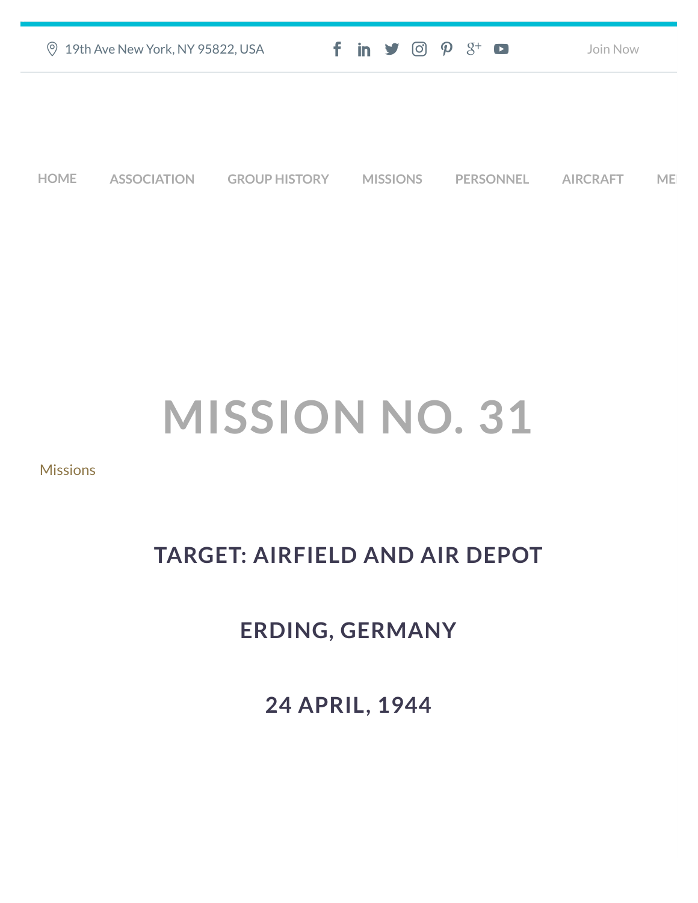19th Ave New York, NY 95822, USA

Join Now

HOME ASSOCIATION GROUP HISTORY MISSIONS PERSONNEL AIRCRAFT ME

# MISSION NO. 31

Missions

## TARGET: AIRFIELD AND AIR DEPOT

## ERDING, GERMANY

## 24 APRIL, 1944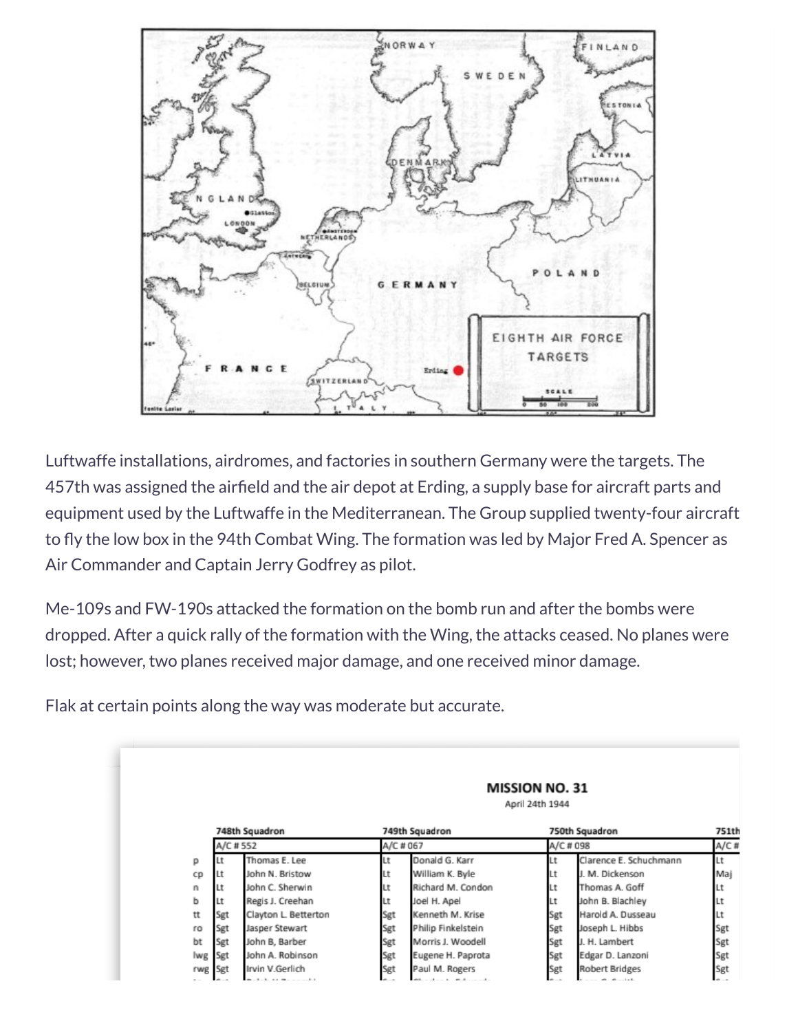Luftwaffe installations, airdromes, and factories in southern Germany were the targets. The 457th was assigned the airfield and the air depot at Erding, a supply base for aircraft parts and equipment used by the Luftwaffe in the Mediterranean. The Group supplied twenty-four aircraft to fly the low box in the 94th Combat Wing. The formation was led by Major Fred A. Spencer as Air Commander and Captain Jerry Godfrey as pilot.

Me-109s and FW-190s attacked the formation on the bomb run and after the bombs were dropped. After a quick rally of the formation with the Wing, the attacks ceased. No planes were lost; however, two planes received major damage, and one received minor damage.

Flak at certain points along the way was moderate but accurate.

**MISSION NO. 31**

April 24th 1944

| | 748th Squadron | | 749th Squadron | | 750th Squadron | | 751th |
|---|---|---|---|---|---|---|---|
| | A/C # 552 | | A/C # 067 | | A/C # 098 | | A/C # |
| p | Lt | Thomas E. Lee | Lt | Donald G. Karr | Lt | Clarence E. Schuchmann | Lt |
| cp | Lt | John N. Bristow | Lt | William K. Byle | Lt | J. M. Dickenson | Maj |
| n | Lt | John C. Sherwin | Lt | Richard M. Condon | Lt | Thomas A. Goff | Lt |
| b | Lt | Regis J. Creehan | Lt | Joel H. Apel | Lt | John B. Blachley | Lt |
| tt | Sgt | Clayton L. Betterton | Sgt | Kenneth M. Krise | Sgt | Harold A. Dusseau | Lt |
| ro | Sgt | Jasper Stewart | Sgt | Philip Finkelstein | Sgt | Joseph L. Hibbs | Sgt |
| bt | Sgt | John B, Barber | Sgt | Morris J. Woodell | Sgt | J. H. Lambert | Sgt |
| lwg | Sgt | John A. Robinson | Sgt | Eugene H. Paprota | Sgt | Edgar D. Lanzoni | Sgt |
| rwg | Sgt | Irvin V.Gerlich | Sgt | Paul M. Rogers | Sgt | Robert Bridges | Sgt |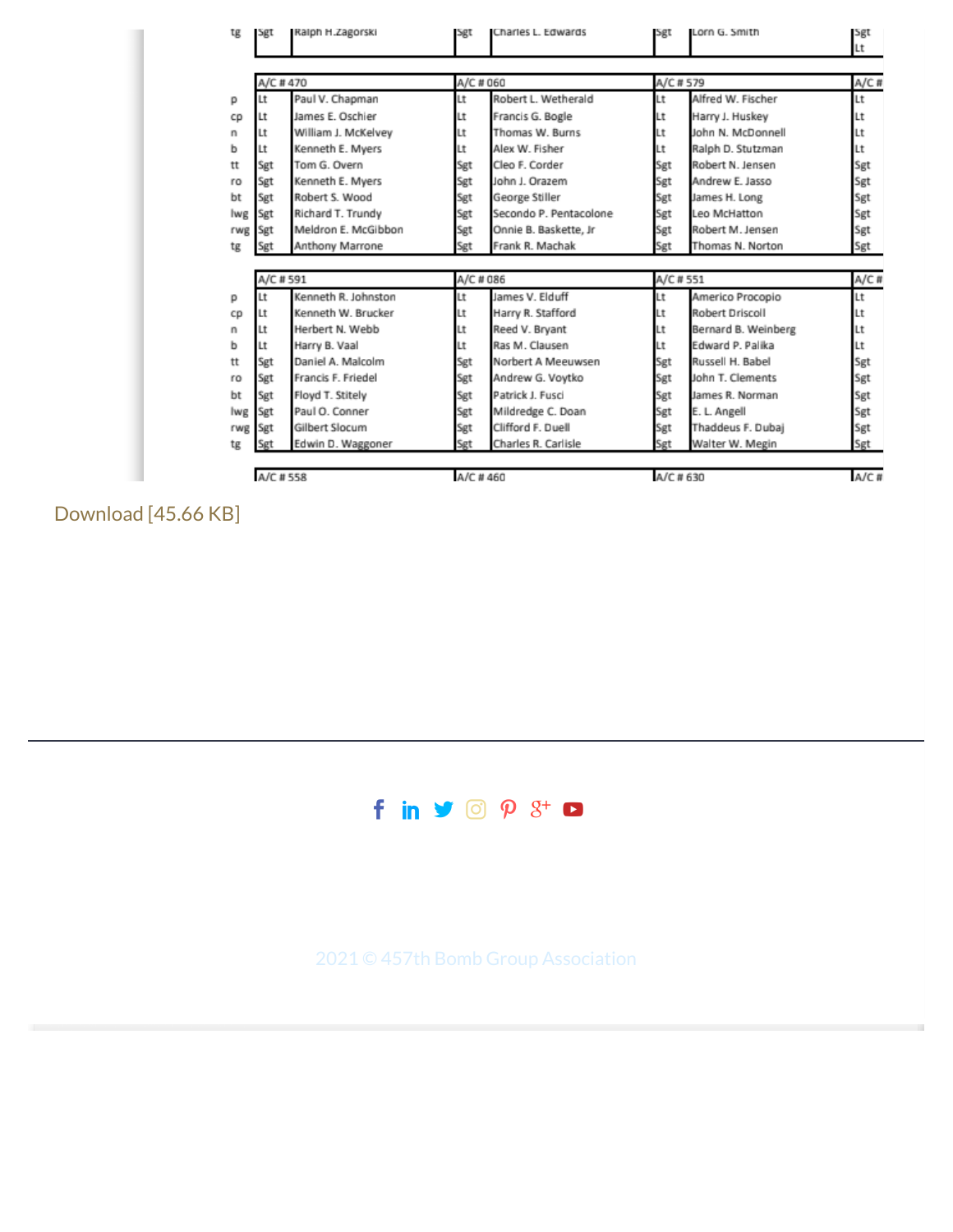| | | | | | | | |
|---|---|---|---|---|---|---|---|
| tg | Sgt | Ralph H.Zagorski | Sgt | Charles L. Edwards | Sgt | Lorn G. Smith | Sgt |
| | | | | | | | Lt |

| | A/C # 470 | | A/C # 060 | | A/C # 579 | | A/C # |
|---|---|---|---|---|---|---|---|
| p | Lt | Paul V. Chapman | Lt | Robert L. Wetherald | Lt | Alfred W. Fischer | Lt |
| cp | Lt | James E. Oschier | Lt | Francis G. Bogle | Lt | Harry J. Huskey | Lt |
| n | Lt | William J. McKelvey | Lt | Thomas W. Burns | Lt | John N. McDonnell | Lt |
| b | Lt | Kenneth E. Myers | Lt | Alex W. Fisher | Lt | Ralph D. Stutzman | Lt |
| tt | Sgt | Tom G. Overn | Sgt | Cleo F. Corder | Sgt | Robert N. Jensen | Sgt |
| ro | Sgt | Kenneth E. Myers | Sgt | John J. Orazem | Sgt | Andrew E. Jasso | Sgt |
| bt | Sgt | Robert S. Wood | Sgt | George Stiller | Sgt | James H. Long | Sgt |
| lwg | Sgt | Richard T. Trundy | Sgt | Secondo P. Pentacolone | Sgt | Leo McHatton | Sgt |
| rwg | Sgt | Meldron E. McGibbon | Sgt | Onnie B. Baskette, Jr | Sgt | Robert M. Jensen | Sgt |
| tg | Sgt | Anthony Marrone | Sgt | Frank R. Machak | Sgt | Thomas N. Norton | Sgt |

| | A/C # 591 | | A/C # 086 | | A/C # 551 | | A/C # |
|---|---|---|---|---|---|---|---|
| p | Lt | Kenneth R. Johnston | Lt | James V. Elduff | Lt | Americo Procopio | Lt |
| cp | Lt | Kenneth W. Brucker | Lt | Harry R. Stafford | Lt | Robert Driscoll | Lt |
| n | Lt | Herbert N. Webb | Lt | Reed V. Bryant | Lt | Bernard B. Weinberg | Lt |
| b | Lt | Harry B. Vaal | Lt | Ras M. Clausen | Lt | Edward P. Palika | Lt |
| tt | Sgt | Daniel A. Malcolm | Sgt | Norbert A Meeuwsen | Sgt | Russell H. Babel | Sgt |
| ro | Sgt | Francis F. Friedel | Sgt | Andrew G. Voytko | Sgt | John T. Clements | Sgt |
| bt | Sgt | Floyd T. Stitely | Sgt | Patrick J. Fusci | Sgt | James R. Norman | Sgt |
| lwg | Sgt | Paul O. Conner | Sgt | Mildredge C. Doan | Sgt | E. L. Angell | Sgt |
| rwg | Sgt | Gilbert Slocum | Sgt | Clifford F. Duell | Sgt | Thaddeus F. Dubaj | Sgt |
| tg | Sgt | Edwin D. Waggoner | Sgt | Charles R. Carlisle | Sgt | Walter W. Megin | Sgt |

| | A/C # 558 | | A/C # 460 | | A/C # 630 | | A/C # |
|---|---|---|---|---|---|---|---|

Download [45.66 KB]

2021 © 457th Bomb Group Association